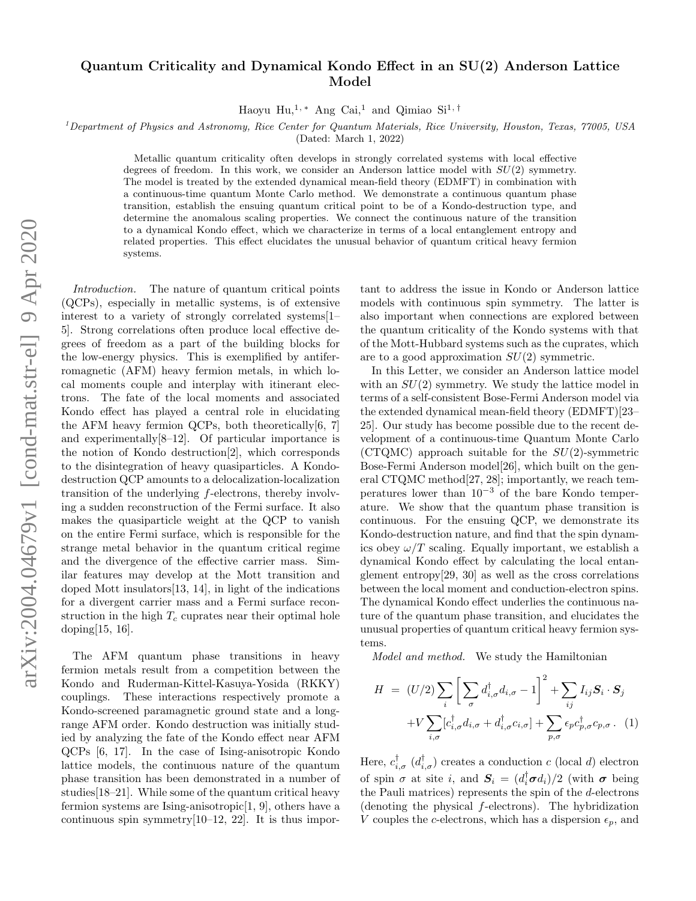# Quantum Criticality and Dynamical Kondo Effect in an SU(2) Anderson Lattice Model

Haoyu Hu,[1,*] Ang Cai,[1] and Qimiao Si[1,†]

[1]Department of Physics and Astronomy, Rice Center for Quantum Materials, Rice University, Houston, Texas, 77005, USA

(Dated: March 1, 2022)

Metallic quantum criticality often develops in strongly correlated systems with local effective degrees of freedom. In this work, we consider an Anderson lattice model with $SU(2)$ symmetry. The model is treated by the extended dynamical mean-field theory (EDMFT) in combination with a continuous-time quantum Monte Carlo method. We demonstrate a continuous quantum phase transition, establish the ensuing quantum critical point to be of a Kondo-destruction type, and determine the anomalous scaling properties. We connect the continuous nature of the transition to a dynamical Kondo effect, which we characterize in terms of a local entanglement entropy and related properties. This effect elucidates the unusual behavior of quantum critical heavy fermion systems.

*Introduction.* The nature of quantum critical points (QCPs), especially in metallic systems, is of extensive interest to a variety of strongly correlated systems[1–5]. Strong correlations often produce local effective degrees of freedom as a part of the building blocks for the low-energy physics. This is exemplified by antiferromagnetic (AFM) heavy fermion metals, in which local moments couple and interplay with itinerant electrons. The fate of the local moments and associated Kondo effect has played a central role in elucidating the AFM heavy fermion QCPs, both theoretically[6, 7] and experimentally[8–12]. Of particular importance is the notion of Kondo destruction[2], which corresponds to the disintegration of heavy quasiparticles. A Kondo-destruction QCP amounts to a delocalization-localization transition of the underlying $f$-electrons, thereby involving a sudden reconstruction of the Fermi surface. It also makes the quasiparticle weight at the QCP to vanish on the entire Fermi surface, which is responsible for the strange metal behavior in the quantum critical regime and the divergence of the effective carrier mass. Similar features may develop at the Mott transition and doped Mott insulators[13, 14], in light of the indications for a divergent carrier mass and a Fermi surface reconstruction in the high $T_c$ cuprates near their optimal hole doping[15, 16].

The AFM quantum phase transitions in heavy fermion metals result from a competition between the Kondo and Ruderman-Kittel-Kasuya-Yosida (RKKY) couplings. These interactions respectively promote a Kondo-screened paramagnetic ground state and a long-range AFM order. Kondo destruction was initially studied by analyzing the fate of the Kondo effect near AFM QCPs [6, 17]. In the case of Ising-anisotropic Kondo lattice models, the continuous nature of the quantum phase transition has been demonstrated in a number of studies[18–21]. While some of the quantum critical heavy fermion systems are Ising-anisotropic[1, 9], others have a continuous spin symmetry[10–12, 22]. It is thus important to address the issue in Kondo or Anderson lattice models with continuous spin symmetry. The latter is also important when connections are explored between the quantum criticality of the Kondo systems with that of the Mott-Hubbard systems such as the cuprates, which are to a good approximation $SU(2)$ symmetric.

In this Letter, we consider an Anderson lattice model with an $SU(2)$ symmetry. We study the lattice model in terms of a self-consistent Bose-Fermi Anderson model via the extended dynamical mean-field theory (EDMFT)[23–25]. Our study has become possible due to the recent development of a continuous-time Quantum Monte Carlo (CTQMC) approach suitable for the $SU(2)$-symmetric Bose-Fermi Anderson model[26], which built on the general CTQMC method[27, 28]; importantly, we reach temperatures lower than $10^{-3}$ of the bare Kondo temperature. We show that the quantum phase transition is continuous. For the ensuing QCP, we demonstrate its Kondo-destruction nature, and find that the spin dynamics obey $\omega/T$ scaling. Equally important, we establish a dynamical Kondo effect by calculating the local entanglement entropy[29, 30] as well as the cross correlations between the local moment and conduction-electron spins. The dynamical Kondo effect underlies the continuous nature of the quantum phase transition, and elucidates the unusual properties of quantum critical heavy fermion systems.

*Model and method.* We study the Hamiltonian

$$
\begin{aligned}
H \;=\; & (U/2)\sum_i \Big[\sum_\sigma d^\dagger_{i,\sigma} d_{i,\sigma} - 1\Big]^2 + \sum_{ij} I_{ij} \boldsymbol{S}_i \cdot \boldsymbol{S}_j \\
& + V\sum_{i,\sigma}[c^\dagger_{i,\sigma} d_{i,\sigma} + d^\dagger_{i,\sigma} c_{i,\sigma}] + \sum_{p,\sigma} \epsilon_p c^\dagger_{p,\sigma} c_{p,\sigma} . \quad (1)
\end{aligned}
$$

Here, $c^\dagger_{i,\sigma}$ ($d^\dagger_{i,\sigma}$) creates a conduction $c$ (local $d$) electron of spin $\sigma$ at site $i$, and $\boldsymbol{S}_i = (d^\dagger_i \boldsymbol{\sigma} d_i)/2$ (with $\boldsymbol{\sigma}$ being the Pauli matrices) represents the spin of the $d$-electrons (denoting the physical $f$-electrons). The hybridization $V$ couples the $c$-electrons, which has a dispersion $\epsilon_p$, and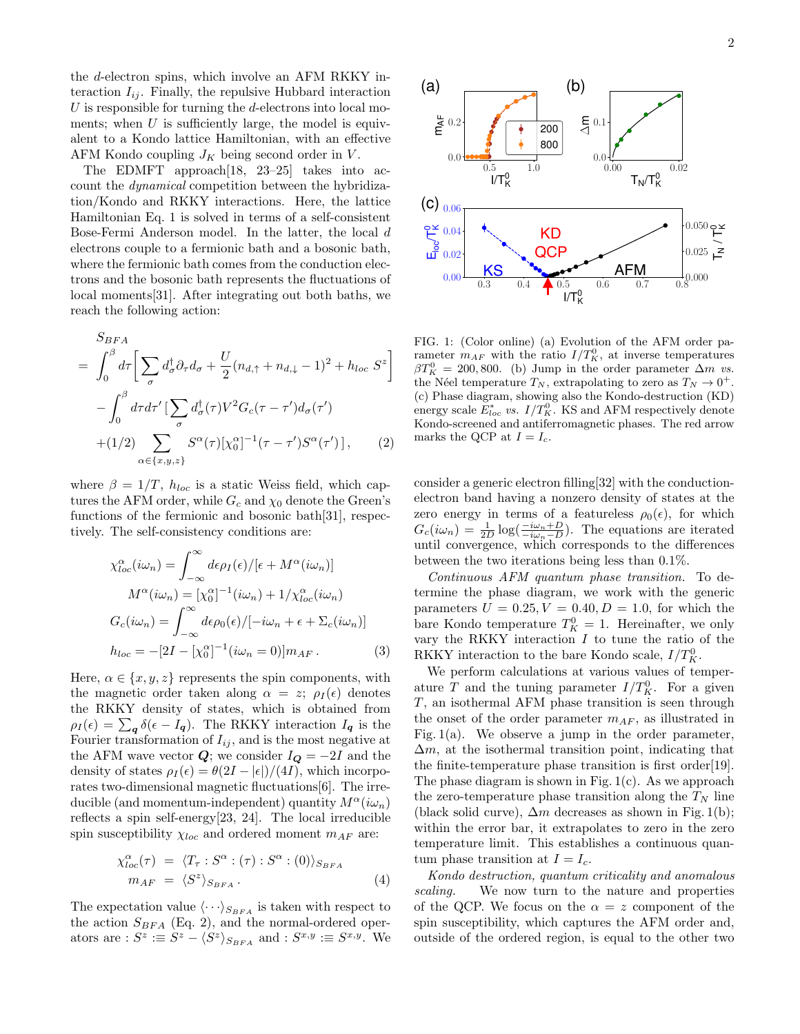the $d$-electron spins, which involve an AFM RKKY interaction $I_{ij}$. Finally, the repulsive Hubbard interaction $U$ is responsible for turning the $d$-electrons into local moments; when $U$ is sufficiently large, the model is equivalent to a Kondo lattice Hamiltonian, with an effective AFM Kondo coupling $J_K$ being second order in $V$.

The EDMFT approach[18, 23–25] takes into account the *dynamical* competition between the hybridization/Kondo and RKKY interactions. Here, the lattice Hamiltonian Eq. 1 is solved in terms of a self-consistent Bose-Fermi Anderson model. In the latter, the local $d$ electrons couple to a fermionic bath and a bosonic bath, where the fermionic bath comes from the conduction electrons and the bosonic bath represents the fluctuations of local moments[31]. After integrating out both baths, we reach the following action:

$$
\begin{aligned}
& S_{BFA} \\
&= \int_0^\beta d\tau \Big[ \sum_\sigma d_\sigma^\dagger \partial_\tau d_\sigma + \frac{U}{2}(n_{d,\uparrow} + n_{d,\downarrow} - 1)^2 + h_{loc}\, S^z \Big] \\
&\quad - \int_0^\beta d\tau d\tau' \,[\sum_\sigma d_\sigma^\dagger(\tau) V^2 G_c(\tau - \tau') d_\sigma(\tau') \\
&\quad + (1/2) \sum_{\alpha \in \{x,y,z\}} S^\alpha(\tau) [\chi_0^\alpha]^{-1}(\tau - \tau') S^\alpha(\tau')\,], \qquad (2)
\end{aligned}
$$

where $\beta = 1/T$, $h_{loc}$ is a static Weiss field, which captures the AFM order, while $G_c$ and $\chi_0$ denote the Green's functions of the fermionic and bosonic bath[31], respectively. The self-consistency conditions are:

$$
\begin{aligned}
\chi_{loc}^\alpha(i\omega_n) &= \int_{-\infty}^{\infty} d\epsilon \rho_I(\epsilon)/[\epsilon + M^\alpha(i\omega_n)] \\
M^\alpha(i\omega_n) &= [\chi_0^\alpha]^{-1}(i\omega_n) + 1/\chi_{loc}^\alpha(i\omega_n) \\
G_c(i\omega_n) &= \int_{-\infty}^{\infty} d\epsilon \rho_0(\epsilon)/[-i\omega_n + \epsilon + \Sigma_c(i\omega_n)] \\
h_{loc} &= -[2I - [\chi_0^\alpha]^{-1}(i\omega_n = 0)] m_{AF}\,. \qquad (3)
\end{aligned}
$$

Here, $\alpha \in \{x,y,z\}$ represents the spin components, with the magnetic order taken along $\alpha = z$; $\rho_I(\epsilon)$ denotes the RKKY density of states, which is obtained from $\rho_I(\epsilon) = \sum_{\boldsymbol{q}} \delta(\epsilon - I_{\boldsymbol{q}})$. The RKKY interaction $I_{\boldsymbol{q}}$ is the Fourier transformation of $I_{ij}$, and is the most negative at the AFM wave vector $\boldsymbol{Q}$; we consider $I_{\boldsymbol{Q}} = -2I$ and the density of states $\rho_I(\epsilon) = \theta(2I - |\epsilon|)/(4I)$, which incorporates two-dimensional magnetic fluctuations[6]. The irreducible (and momentum-independent) quantity $M^\alpha(i\omega_n)$ reflects a spin self-energy[23, 24]. The local irreducible spin susceptibility $\chi_{loc}$ and ordered moment $m_{AF}$ are:

$$
\begin{aligned}
\chi_{loc}^\alpha(\tau) &= \langle T_\tau : S^\alpha : (\tau) : S^\alpha : (0) \rangle_{S_{BFA}} \\
m_{AF} &= \langle S^z \rangle_{S_{BFA}}\,. \qquad (4)
\end{aligned}
$$

The expectation value $\langle \cdots \rangle_{S_{BFA}}$ is taken with respect to the action $S_{BFA}$ (Eq. 2), and the normal-ordered operators are $: S^z :\equiv S^z - \langle S^z \rangle_{S_{BFA}}$ and $: S^{x,y} :\equiv S^{x,y}$. We consider a generic electron filling[32] with the conduction-electron band having a nonzero density of states at the zero energy in terms of a featureless $\rho_0(\epsilon)$, for which $G_c(i\omega_n) = \frac{1}{2D}\log(\frac{-i\omega_n + D}{-i\omega_n - D})$. The equations are iterated until convergence, which corresponds to the differences between the two iterations being less than 0.1%.

FIG. 1: (Color online) (a) Evolution of the AFM order parameter $m_{AF}$ with the ratio $I/T_K^0$, at inverse temperatures $\beta T_K^0 = 200, 800$. (b) Jump in the order parameter $\Delta m$ *vs.* the Néel temperature $T_N$, extrapolating to zero as $T_N \to 0^+$. (c) Phase diagram, showing also the Kondo-destruction (KD) energy scale $E_{loc}^*$ *vs.* $I/T_K^0$. KS and AFM respectively denote Kondo-screened and antiferromagnetic phases. The red arrow marks the QCP at $I = I_c$.

*Continuous AFM quantum phase transition.* To determine the phase diagram, we work with the generic parameters $U = 0.25, V = 0.40, D = 1.0$, for which the bare Kondo temperature $T_K^0 = 1$. Hereinafter, we only vary the RKKY interaction $I$ to tune the ratio of the RKKY interaction to the bare Kondo scale, $I/T_K^0$.

We perform calculations at various values of temperature $T$ and the tuning parameter $I/T_K^0$. For a given $T$, an isothermal AFM phase transition is seen through the onset of the order parameter $m_{AF}$, as illustrated in Fig. 1(a). We observe a jump in the order parameter, $\Delta m$, at the isothermal transition point, indicating that the finite-temperature phase transition is first order[19]. The phase diagram is shown in Fig. 1(c). As we approach the zero-temperature phase transition along the $T_N$ line (black solid curve), $\Delta m$ decreases as shown in Fig. 1(b); within the error bar, it extrapolates to zero in the zero temperature limit. This establishes a continuous quantum phase transition at $I = I_c$.

*Kondo destruction, quantum criticality and anomalous scaling.* We now turn to the nature and properties of the QCP. We focus on the $\alpha = z$ component of the spin susceptibility, which captures the AFM order and, outside of the ordered region, is equal to the other two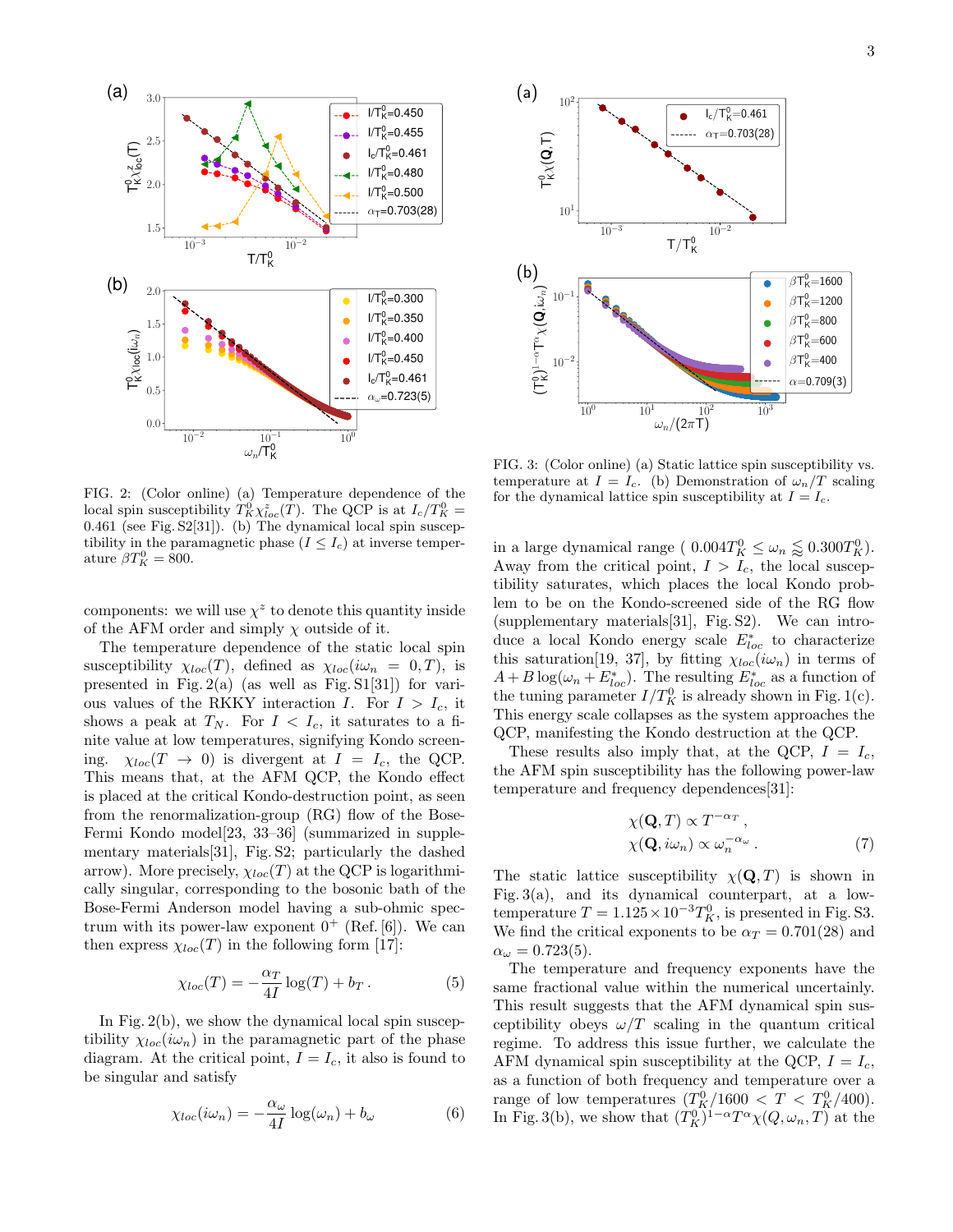FIG. 2: (Color online) (a) Temperature dependence of the local spin susceptibility $T_K^0\chi_{loc}^z(T)$. The QCP is at $I_c/T_K^0 = 0.461$ (see Fig. S2[31]). (b) The dynamical local spin susceptibility in the paramagnetic phase ($I \leq I_c$) at inverse temperature $\beta T_K^0 = 800$.

components: we will use $\chi^z$ to denote this quantity inside of the AFM order and simply $\chi$ outside of it.

The temperature dependence of the static local spin susceptibility $\chi_{loc}(T)$, defined as $\chi_{loc}(i\omega_n = 0, T)$, is presented in Fig. 2(a) (as well as Fig. S1[31]) for various values of the RKKY interaction $I$. For $I > I_c$, it shows a peak at $T_N$. For $I < I_c$, it saturates to a finite value at low temperatures, signifying Kondo screening. $\chi_{loc}(T \to 0)$ is divergent at $I = I_c$, the QCP. This means that, at the AFM QCP, the Kondo effect is placed at the critical Kondo-destruction point, as seen from the renormalization-group (RG) flow of the Bose-Fermi Kondo model[23, 33–36] (summarized in supplementary materials[31], Fig. S2; particularly the dashed arrow). More precisely, $\chi_{loc}(T)$ at the QCP is logarithmically singular, corresponding to the bosonic bath of the Bose-Fermi Anderson model having a sub-ohmic spectrum with its power-law exponent $0^+$ (Ref. [6]). We can then express $\chi_{loc}(T)$ in the following form [17]:

$$\chi_{loc}(T) = -\frac{\alpha_T}{4I}\log(T) + b_T\,. \tag{5}$$

In Fig. 2(b), we show the dynamical local spin susceptibility $\chi_{loc}(i\omega_n)$ in the paramagnetic part of the phase diagram. At the critical point, $I = I_c$, it also is found to be singular and satisfy

$$\chi_{loc}(i\omega_n) = -\frac{\alpha_\omega}{4I}\log(\omega_n) + b_\omega \tag{6}$$

FIG. 3: (Color online) (a) Static lattice spin susceptibility vs. temperature at $I = I_c$. (b) Demonstration of $\omega_n/T$ scaling for the dynamical lattice spin susceptibility at $I = I_c$.

in a large dynamical range ( $0.004T_K^0 \leq \omega_n \lessapprox 0.300T_K^0$). Away from the critical point, $I > I_c$, the local susceptibility saturates, which places the local Kondo problem to be on the Kondo-screened side of the RG flow (supplementary materials[31], Fig. S2). We can introduce a local Kondo energy scale $E_{loc}^*$ to characterize this saturation[19, 37], by fitting $\chi_{loc}(i\omega_n)$ in terms of $A + B\log(\omega_n + E_{loc}^*)$. The resulting $E_{loc}^*$ as a function of the tuning parameter $I/T_K^0$ is already shown in Fig. 1(c). This energy scale collapses as the system approaches the QCP, manifesting the Kondo destruction at the QCP.

These results also imply that, at the QCP, $I = I_c$, the AFM spin susceptibility has the following power-law temperature and frequency dependences[31]:

$$\begin{aligned}\chi(\mathbf{Q}, T) &\propto T^{-\alpha_T}\,,\\ \chi(\mathbf{Q}, i\omega_n) &\propto \omega_n^{-\alpha_\omega}\,.\end{aligned} \tag{7}$$

The static lattice susceptibility $\chi(\mathbf{Q}, T)$ is shown in Fig. 3(a), and its dynamical counterpart, at a low-temperature $T = 1.125\times10^{-3}T_K^0$, is presented in Fig. S3. We find the critical exponents to be $\alpha_T = 0.701(28)$ and $\alpha_\omega = 0.723(5)$.

The temperature and frequency exponents have the same fractional value within the numerical uncertainly. This result suggests that the AFM dynamical spin susceptibility obeys $\omega/T$ scaling in the quantum critical regime. To address this issue further, we calculate the AFM dynamical spin susceptibility at the QCP, $I = I_c$, as a function of both frequency and temperature over a range of low temperatures ($T_K^0/1600 < T < T_K^0/400$). In Fig. 3(b), we show that $(T_K^0)^{1-\alpha}T^\alpha\chi(Q, \omega_n, T)$ at the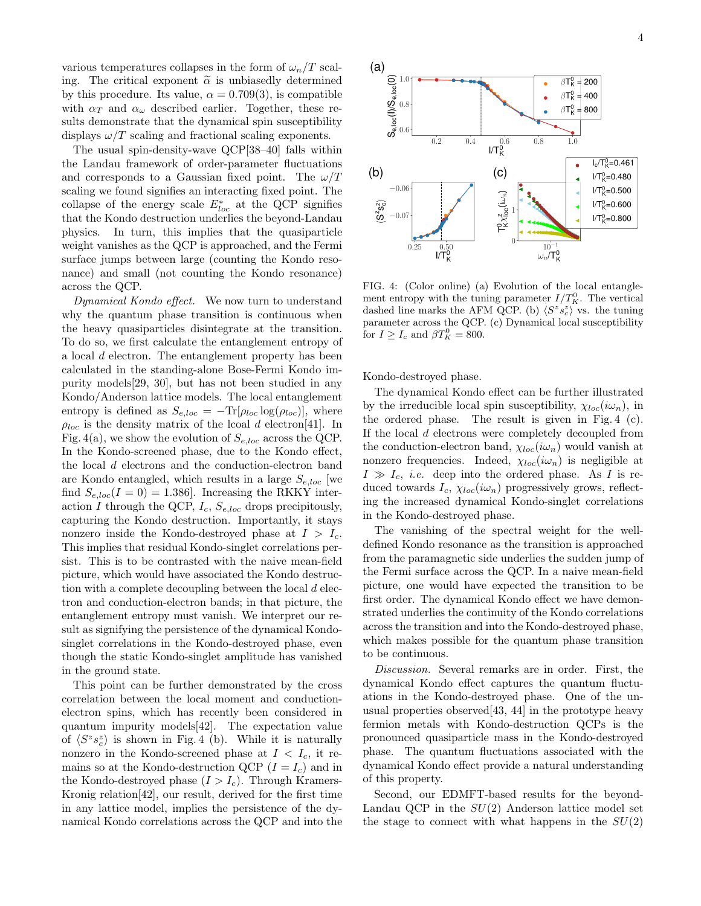various temperatures collapses in the form of $\omega_n/T$ scaling. The critical exponent $\widetilde{\alpha}$ is unbiasedly determined by this procedure. Its value, $\alpha = 0.709(3)$, is compatible with $\alpha_T$ and $\alpha_\omega$ described earlier. Together, these results demonstrate that the dynamical spin susceptibility displays $\omega/T$ scaling and fractional scaling exponents.

The usual spin-density-wave QCP[38–40] falls within the Landau framework of order-parameter fluctuations and corresponds to a Gaussian fixed point. The $\omega/T$ scaling we found signifies an interacting fixed point. The collapse of the energy scale $E^*_{loc}$ at the QCP signifies that the Kondo destruction underlies the beyond-Landau physics. In turn, this implies that the quasiparticle weight vanishes as the QCP is approached, and the Fermi surface jumps between large (counting the Kondo resonance) and small (not counting the Kondo resonance) across the QCP.

*Dynamical Kondo effect.* We now turn to understand why the quantum phase transition is continuous when the heavy quasiparticles disintegrate at the transition. To do so, we first calculate the entanglement entropy of a local $d$ electron. The entanglement property has been calculated in the standing-alone Bose-Fermi Kondo impurity models[29, 30], but has not been studied in any Kondo/Anderson lattice models. The local entanglement entropy is defined as $S_{e,loc} = -\mathrm{Tr}[\rho_{loc}\log(\rho_{loc})]$, where $\rho_{loc}$ is the density matrix of the lcoal $d$ electron[41]. In Fig. 4(a), we show the evolution of $S_{e,loc}$ across the QCP. In the Kondo-screened phase, due to the Kondo effect, the local $d$ electrons and the conduction-electron band are Kondo entangled, which results in a large $S_{e,loc}$ [we find $S_{e,loc}(I = 0) = 1.386$]. Increasing the RKKY interaction $I$ through the QCP, $I_c$, $S_{e,loc}$ drops precipitously, capturing the Kondo destruction. Importantly, it stays nonzero inside the Kondo-destroyed phase at $I > I_c$. This implies that residual Kondo-singlet correlations persist. This is to be contrasted with the naive mean-field picture, which would have associated the Kondo destruction with a complete decoupling between the local $d$ electron and conduction-electron bands; in that picture, the entanglement entropy must vanish. We interpret our result as signifying the persistence of the dynamical Kondo-singlet correlations in the Kondo-destroyed phase, even though the static Kondo-singlet amplitude has vanished in the ground state.

This point can be further demonstrated by the cross correlation between the local moment and conduction-electron spins, which has recently been considered in quantum impurity models[42]. The expectation value of $\langle S^z s^z_c\rangle$ is shown in Fig. 4 (b). While it is naturally nonzero in the Kondo-screened phase at $I < I_c$, it remains so at the Kondo-destruction QCP ($I = I_c$) and in the Kondo-destroyed phase ($I > I_c$). Through Kramers-Kronig relation[42], our result, derived for the first time in any lattice model, implies the persistence of the dynamical Kondo correlations across the QCP and into the Kondo-destroyed phase.

FIG. 4: (Color online) (a) Evolution of the local entanglement entropy with the tuning parameter $I/T^0_K$. The vertical dashed line marks the AFM QCP. (b) $\langle S^z s^z_c\rangle$ vs. the tuning parameter across the QCP. (c) Dynamical local susceptibility for $I \geq I_c$ and $\beta T^0_K = 800$.

The dynamical Kondo effect can be further illustrated by the irreducible local spin susceptibility, $\chi_{loc}(i\omega_n)$, in the ordered phase. The result is given in Fig. 4 (c). If the local $d$ electrons were completely decoupled from the conduction-electron band, $\chi_{loc}(i\omega_n)$ would vanish at nonzero frequencies. Indeed, $\chi_{loc}(i\omega_n)$ is negligible at $I \gg I_c$, *i.e.* deep into the ordered phase. As $I$ is reduced towards $I_c$, $\chi_{loc}(i\omega_n)$ progressively grows, reflecting the increased dynamical Kondo-singlet correlations in the Kondo-destroyed phase.

The vanishing of the spectral weight for the well-defined Kondo resonance as the transition is approached from the paramagnetic side underlies the sudden jump of the Fermi surface across the QCP. In a naive mean-field picture, one would have expected the transition to be first order. The dynamical Kondo effect we have demonstrated underlies the continuity of the Kondo correlations across the transition and into the Kondo-destroyed phase, which makes possible for the quantum phase transition to be continuous.

*Discussion.* Several remarks are in order. First, the dynamical Kondo effect captures the quantum fluctuations in the Kondo-destroyed phase. One of the unusual properties observed[43, 44] in the prototype heavy fermion metals with Kondo-destruction QCPs is the pronounced quasiparticle mass in the Kondo-destroyed phase. The quantum fluctuations associated with the dynamical Kondo effect provide a natural understanding of this property.

Second, our EDMFT-based results for the beyond-Landau QCP in the $SU(2)$ Anderson lattice model set the stage to connect with what happens in the $SU(2)$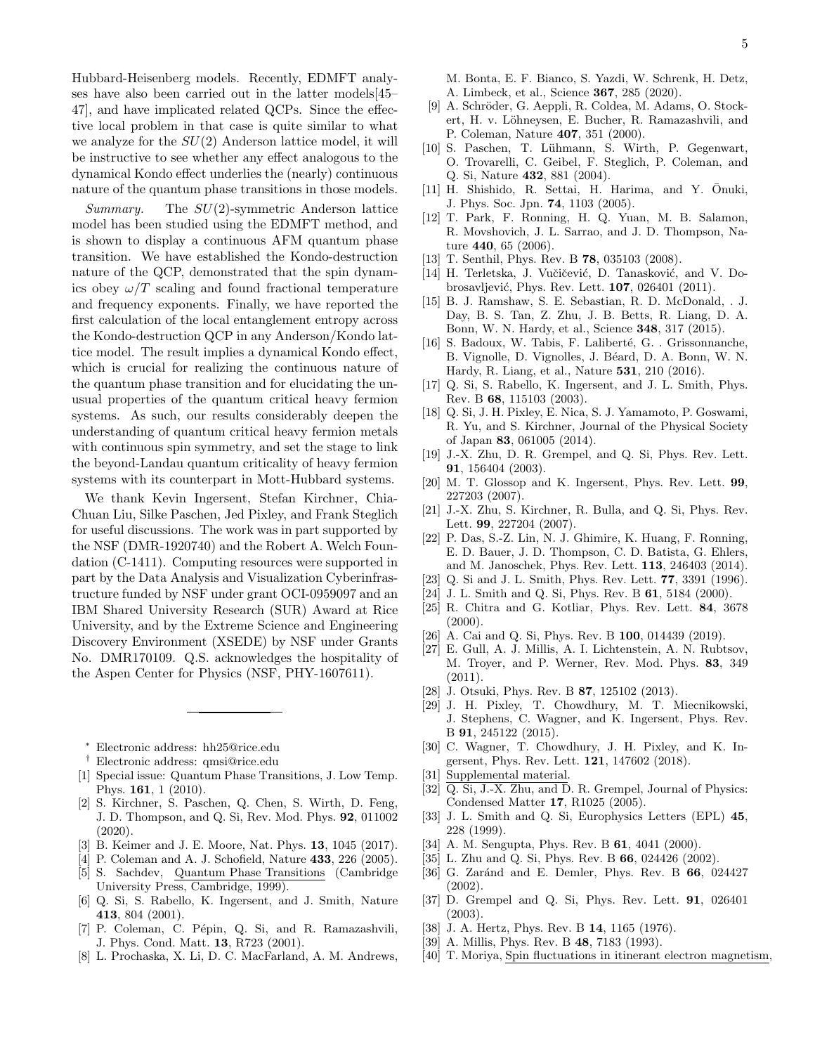Hubbard-Heisenberg models. Recently, EDMFT analyses have also been carried out in the latter models[45–47], and have implicated related QCPs. Since the effective local problem in that case is quite similar to what we analyze for the $SU(2)$ Anderson lattice model, it will be instructive to see whether any effect analogous to the dynamical Kondo effect underlies the (nearly) continuous nature of the quantum phase transitions in those models.

*Summary.* The $SU(2)$-symmetric Anderson lattice model has been studied using the EDMFT method, and is shown to display a continuous AFM quantum phase transition. We have established the Kondo-destruction nature of the QCP, demonstrated that the spin dynamics obey $\omega/T$ scaling and found fractional temperature and frequency exponents. Finally, we have reported the first calculation of the local entanglement entropy across the Kondo-destruction QCP in any Anderson/Kondo lattice model. The result implies a dynamical Kondo effect, which is crucial for realizing the continuous nature of the quantum phase transition and for elucidating the unusual properties of the quantum critical heavy fermion systems. As such, our results considerably deepen the understanding of quantum critical heavy fermion metals with continuous spin symmetry, and set the stage to link the beyond-Landau quantum criticality of heavy fermion systems with its counterpart in Mott-Hubbard systems.

We thank Kevin Ingersent, Stefan Kirchner, Chia-Chuan Liu, Silke Paschen, Jed Pixley, and Frank Steglich for useful discussions. The work was in part supported by the NSF (DMR-1920740) and the Robert A. Welch Foundation (C-1411). Computing resources were supported in part by the Data Analysis and Visualization Cyberinfrastructure funded by NSF under grant OCI-0959097 and an IBM Shared University Research (SUR) Award at Rice University, and by the Extreme Science and Engineering Discovery Environment (XSEDE) by NSF under Grants No. DMR170109. Q.S. acknowledges the hospitality of the Aspen Center for Physics (NSF, PHY-1607611).

---

* Electronic address: hh25@rice.edu
† Electronic address: qmsi@rice.edu

[1] Special issue: Quantum Phase Transitions, J. Low Temp. Phys. **161**, 1 (2010).
[2] S. Kirchner, S. Paschen, Q. Chen, S. Wirth, D. Feng, J. D. Thompson, and Q. Si, Rev. Mod. Phys. **92**, 011002 (2020).
[3] B. Keimer and J. E. Moore, Nat. Phys. **13**, 1045 (2017).
[4] P. Coleman and A. J. Schofield, Nature **433**, 226 (2005).
[5] S. Sachdev, Quantum Phase Transitions (Cambridge University Press, Cambridge, 1999).
[6] Q. Si, S. Rabello, K. Ingersent, and J. Smith, Nature **413**, 804 (2001).
[7] P. Coleman, C. Pépin, Q. Si, and R. Ramazashvili, J. Phys. Cond. Matt. **13**, R723 (2001).
[8] L. Prochaska, X. Li, D. C. MacFarland, A. M. Andrews, M. Bonta, E. F. Bianco, S. Yazdi, W. Schrenk, H. Detz, A. Limbeck, et al., Science **367**, 285 (2020).
[9] A. Schröder, G. Aeppli, R. Coldea, M. Adams, O. Stockert, H. v. Löhneysen, E. Bucher, R. Ramazashvili, and P. Coleman, Nature **407**, 351 (2000).
[10] S. Paschen, T. Lühmann, S. Wirth, P. Gegenwart, O. Trovarelli, C. Geibel, F. Steglich, P. Coleman, and Q. Si, Nature **432**, 881 (2004).
[11] H. Shishido, R. Settai, H. Harima, and Y. Ōnuki, J. Phys. Soc. Jpn. **74**, 1103 (2005).
[12] T. Park, F. Ronning, H. Q. Yuan, M. B. Salamon, R. Movshovich, J. L. Sarrao, and J. D. Thompson, Nature **440**, 65 (2006).
[13] T. Senthil, Phys. Rev. B **78**, 035103 (2008).
[14] H. Terletska, J. Vučičević, D. Tanasković, and V. Dobrosavljević, Phys. Rev. Lett. **107**, 026401 (2011).
[15] B. J. Ramshaw, S. E. Sebastian, R. D. McDonald, . J. Day, B. S. Tan, Z. Zhu, J. B. Betts, R. Liang, D. A. Bonn, W. N. Hardy, et al., Science **348**, 317 (2015).
[16] S. Badoux, W. Tabis, F. Laliberté, G. . Grissonnanche, B. Vignolle, D. Vignolles, J. Béard, D. A. Bonn, W. N. Hardy, R. Liang, et al., Nature **531**, 210 (2016).
[17] Q. Si, S. Rabello, K. Ingersent, and J. L. Smith, Phys. Rev. B **68**, 115103 (2003).
[18] Q. Si, J. H. Pixley, E. Nica, S. J. Yamamoto, P. Goswami, R. Yu, and S. Kirchner, Journal of the Physical Society of Japan **83**, 061005 (2014).
[19] J.-X. Zhu, D. R. Grempel, and Q. Si, Phys. Rev. Lett. **91**, 156404 (2003).
[20] M. T. Glossop and K. Ingersent, Phys. Rev. Lett. **99**, 227203 (2007).
[21] J.-X. Zhu, S. Kirchner, R. Bulla, and Q. Si, Phys. Rev. Lett. **99**, 227204 (2007).
[22] P. Das, S.-Z. Lin, N. J. Ghimire, K. Huang, F. Ronning, E. D. Bauer, J. D. Thompson, C. D. Batista, G. Ehlers, and M. Janoschek, Phys. Rev. Lett. **113**, 246403 (2014).
[23] Q. Si and J. L. Smith, Phys. Rev. Lett. **77**, 3391 (1996).
[24] J. L. Smith and Q. Si, Phys. Rev. B **61**, 5184 (2000).
[25] R. Chitra and G. Kotliar, Phys. Rev. Lett. **84**, 3678 (2000).
[26] A. Cai and Q. Si, Phys. Rev. B **100**, 014439 (2019).
[27] E. Gull, A. J. Millis, A. I. Lichtenstein, A. N. Rubtsov, M. Troyer, and P. Werner, Rev. Mod. Phys. **83**, 349 (2011).
[28] J. Otsuki, Phys. Rev. B **87**, 125102 (2013).
[29] J. H. Pixley, T. Chowdhury, M. T. Miecnikowski, J. Stephens, C. Wagner, and K. Ingersent, Phys. Rev. B **91**, 245122 (2015).
[30] C. Wagner, T. Chowdhury, J. H. Pixley, and K. Ingersent, Phys. Rev. Lett. **121**, 147602 (2018).
[31] Supplemental material.
[32] Q. Si, J.-X. Zhu, and D. R. Grempel, Journal of Physics: Condensed Matter **17**, R1025 (2005).
[33] J. L. Smith and Q. Si, Europhysics Letters (EPL) **45**, 228 (1999).
[34] A. M. Sengupta, Phys. Rev. B **61**, 4041 (2000).
[35] L. Zhu and Q. Si, Phys. Rev. B **66**, 024426 (2002).
[36] G. Zaránd and E. Demler, Phys. Rev. B **66**, 024427 (2002).
[37] D. Grempel and Q. Si, Phys. Rev. Lett. **91**, 026401 (2003).
[38] J. A. Hertz, Phys. Rev. B **14**, 1165 (1976).
[39] A. Millis, Phys. Rev. B **48**, 7183 (1993).
[40] T. Moriya, Spin fluctuations in itinerant electron magnetism,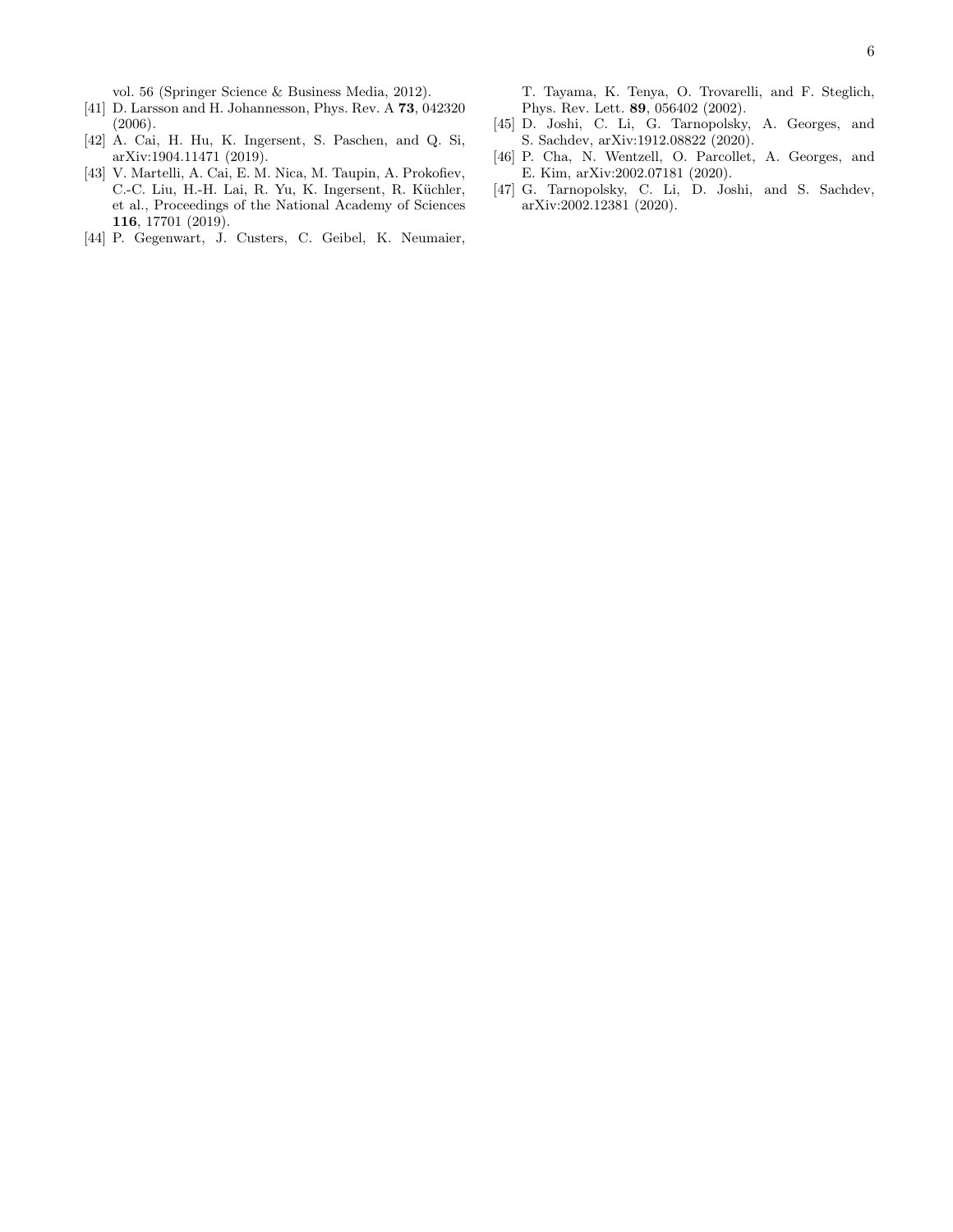vol. 56 (Springer Science & Business Media, 2012).

[41] D. Larsson and H. Johannesson, Phys. Rev. A **73**, 042320 (2006).

[42] A. Cai, H. Hu, K. Ingersent, S. Paschen, and Q. Si, arXiv:1904.11471 (2019).

[43] V. Martelli, A. Cai, E. M. Nica, M. Taupin, A. Prokofiev, C.-C. Liu, H.-H. Lai, R. Yu, K. Ingersent, R. Küchler, et al., Proceedings of the National Academy of Sciences **116**, 17701 (2019).

[44] P. Gegenwart, J. Custers, C. Geibel, K. Neumaier, T. Tayama, K. Tenya, O. Trovarelli, and F. Steglich, Phys. Rev. Lett. **89**, 056402 (2002).

[45] D. Joshi, C. Li, G. Tarnopolsky, A. Georges, and S. Sachdev, arXiv:1912.08822 (2020).

[46] P. Cha, N. Wentzell, O. Parcollet, A. Georges, and E. Kim, arXiv:2002.07181 (2020).

[47] G. Tarnopolsky, C. Li, D. Joshi, and S. Sachdev, arXiv:2002.12381 (2020).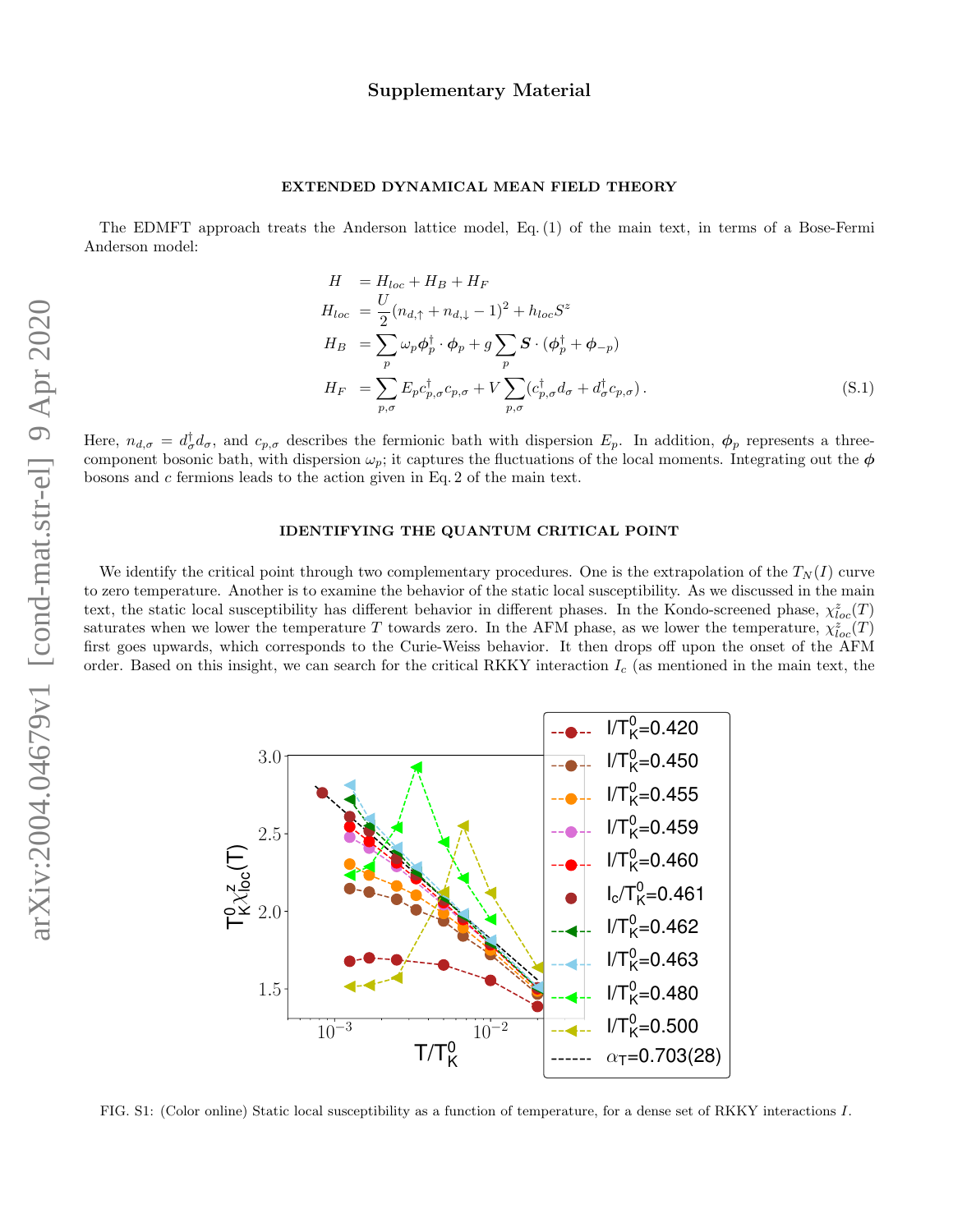# Supplementary Material

## EXTENDED DYNAMICAL MEAN FIELD THEORY

The EDMFT approach treats the Anderson lattice model, Eq. (1) of the main text, in terms of a Bose-Fermi Anderson model:

$$
\begin{aligned}
H &= H_{loc} + H_B + H_F \\
H_{loc} &= \frac{U}{2}(n_{d,\uparrow} + n_{d,\downarrow} - 1)^2 + h_{loc} S^z \\
H_B &= \sum_p \omega_p \boldsymbol{\phi}_p^\dagger \cdot \boldsymbol{\phi}_p + g \sum_p \boldsymbol{S} \cdot (\boldsymbol{\phi}_p^\dagger + \boldsymbol{\phi}_{-p}) \\
H_F &= \sum_{p,\sigma} E_p c_{p,\sigma}^\dagger c_{p,\sigma} + V \sum_{p,\sigma} (c_{p,\sigma}^\dagger d_\sigma + d_\sigma^\dagger c_{p,\sigma}) \,.
\end{aligned} \tag{S.1}
$$

Here, $n_{d,\sigma} = d_\sigma^\dagger d_\sigma$, and $c_{p,\sigma}$ describes the fermionic bath with dispersion $E_p$. In addition, $\boldsymbol{\phi}_p$ represents a three-component bosonic bath, with dispersion $\omega_p$; it captures the fluctuations of the local moments. Integrating out the $\boldsymbol{\phi}$ bosons and $c$ fermions leads to the action given in Eq. 2 of the main text.

## IDENTIFYING THE QUANTUM CRITICAL POINT

We identify the critical point through two complementary procedures. One is the extrapolation of the $T_N(I)$ curve to zero temperature. Another is to examine the behavior of the static local susceptibility. As we discussed in the main text, the static local susceptibility has different behavior in different phases. In the Kondo-screened phase, $\chi_{loc}^z(T)$ saturates when we lower the temperature $T$ towards zero. In the AFM phase, as we lower the temperature, $\chi_{loc}^z(T)$ first goes upwards, which corresponds to the Curie-Weiss behavior. It then drops off upon the onset of the AFM order. Based on this insight, we can search for the critical RKKY interaction $I_c$ (as mentioned in the main text, the

FIG. S1: (Color online) Static local susceptibility as a function of temperature, for a dense set of RKKY interactions $I$.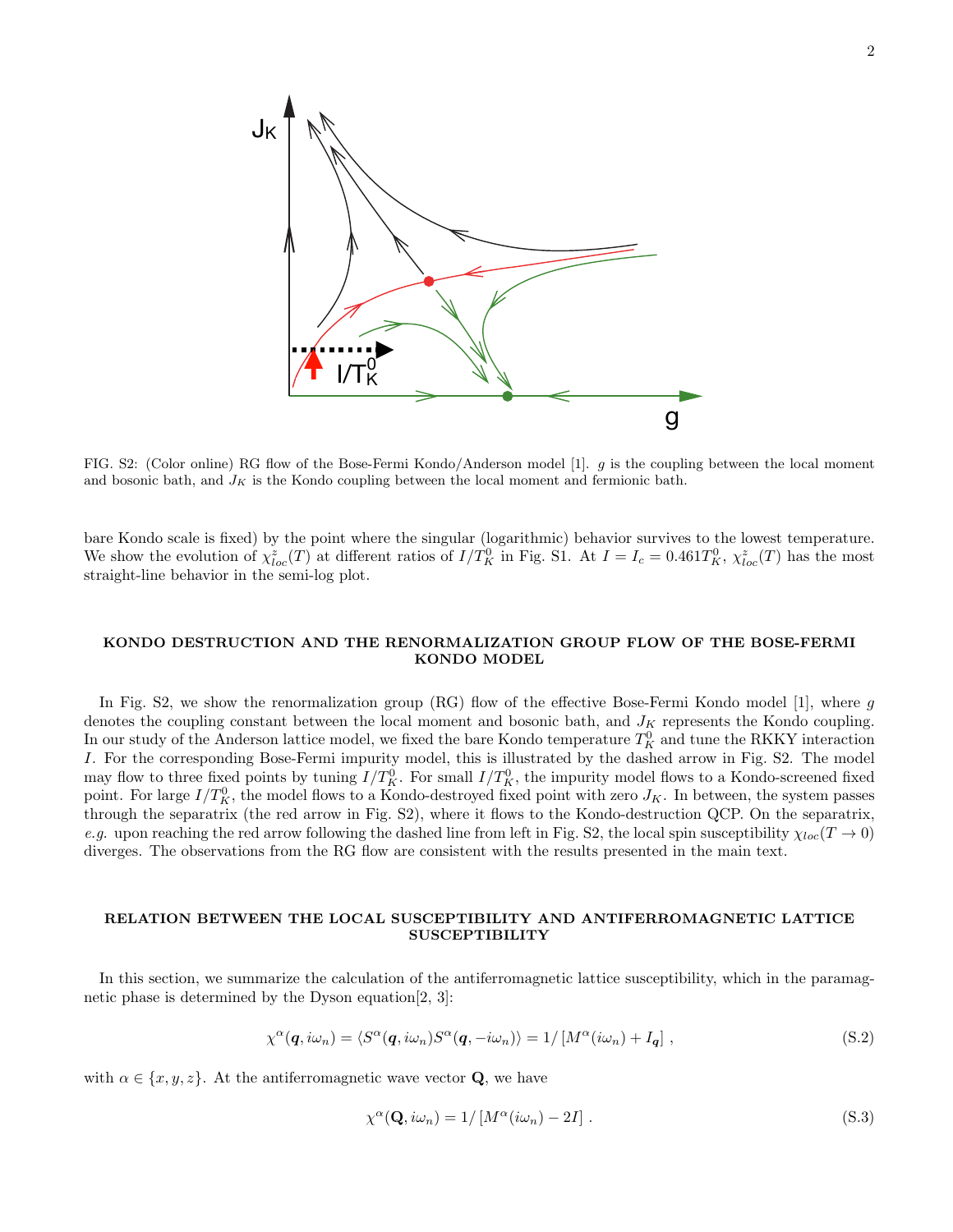FIG. S2: (Color online) RG flow of the Bose-Fermi Kondo/Anderson model [1]. $g$ is the coupling between the local moment and bosonic bath, and $J_K$ is the Kondo coupling between the local moment and fermionic bath.

bare Kondo scale is fixed) by the point where the singular (logarithmic) behavior survives to the lowest temperature. We show the evolution of $\chi^z_{loc}(T)$ at different ratios of $I/T^0_K$ in Fig. S1. At $I = I_c = 0.461T^0_K$, $\chi^z_{loc}(T)$ has the most straight-line behavior in the semi-log plot.

## KONDO DESTRUCTION AND THE RENORMALIZATION GROUP FLOW OF THE BOSE-FERMI KONDO MODEL

In Fig. S2, we show the renormalization group (RG) flow of the effective Bose-Fermi Kondo model [1], where $g$ denotes the coupling constant between the local moment and bosonic bath, and $J_K$ represents the Kondo coupling. In our study of the Anderson lattice model, we fixed the bare Kondo temperature $T^0_K$ and tune the RKKY interaction $I$. For the corresponding Bose-Fermi impurity model, this is illustrated by the dashed arrow in Fig. S2. The model may flow to three fixed points by tuning $I/T^0_K$. For small $I/T^0_K$, the impurity model flows to a Kondo-screened fixed point. For large $I/T^0_K$, the model flows to a Kondo-destroyed fixed point with zero $J_K$. In between, the system passes through the separatrix (the red arrow in Fig. S2), where it flows to the Kondo-destruction QCP. On the separatrix, *e.g.* upon reaching the red arrow following the dashed line from left in Fig. S2, the local spin susceptibility $\chi_{loc}(T \to 0)$ diverges. The observations from the RG flow are consistent with the results presented in the main text.

## RELATION BETWEEN THE LOCAL SUSCEPTIBILITY AND ANTIFERROMAGNETIC LATTICE SUSCEPTIBILITY

In this section, we summarize the calculation of the antiferromagnetic lattice susceptibility, which in the paramagnetic phase is determined by the Dyson equation[2, 3]:

$$\chi^\alpha(\boldsymbol{q}, i\omega_n) = \langle S^\alpha(\boldsymbol{q}, i\omega_n) S^\alpha(\boldsymbol{q}, -i\omega_n)\rangle = 1/\left[M^\alpha(i\omega_n) + I_{\boldsymbol{q}}\right], \tag{S.2}$$

with $\alpha \in \{x, y, z\}$. At the antiferromagnetic wave vector $\mathbf{Q}$, we have

$$\chi^\alpha(\mathbf{Q}, i\omega_n) = 1/\left[M^\alpha(i\omega_n) - 2I\right]. \tag{S.3}$$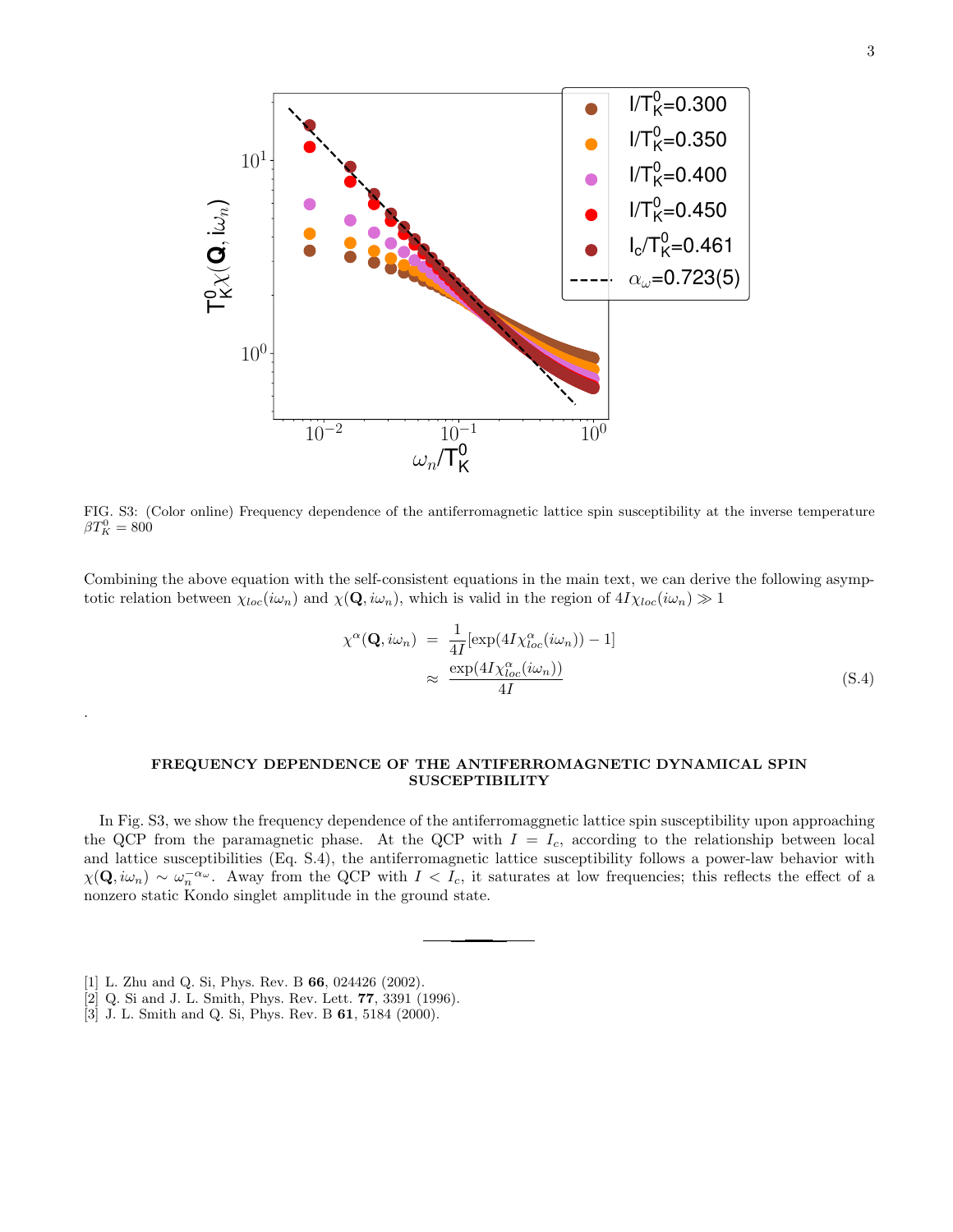$T_K^0\chi(\mathbf{Q}, i\omega_n)$

$10^1$

$10^0$

$10^{-2}$

$10^{-1}$

$10^0$

$\omega_n/T_K^0$

$I/T_K^0$=0.300

$I/T_K^0$=0.350

$I/T_K^0$=0.400

$I/T_K^0$=0.450

$I_c/T_K^0$=0.461

$\alpha_\omega$=0.723(5)

FIG. S3: (Color online) Frequency dependence of the antiferromagnetic lattice spin susceptibility at the inverse temperature $\beta T_K^0 = 800$

Combining the above equation with the self-consistent equations in the main text, we can derive the following asymptotic relation between $\chi_{loc}(i\omega_n)$ and $\chi(\mathbf{Q}, i\omega_n)$, which is valid in the region of $4I\chi_{loc}(i\omega_n) \gg 1$

$$
\begin{aligned}
\chi^\alpha(\mathbf{Q}, i\omega_n) &= \frac{1}{4I}[\exp(4I\chi^\alpha_{loc}(i\omega_n)) - 1] \\
&\approx \frac{\exp(4I\chi^\alpha_{loc}(i\omega_n))}{4I}
\end{aligned}
\tag{S.4}
$$

.

## FREQUENCY DEPENDENCE OF THE ANTIFERROMAGNETIC DYNAMICAL SPIN SUSCEPTIBILITY

In Fig. S3, we show the frequency dependence of the antiferromaggnetic lattice spin susceptibility upon approaching the QCP from the paramagnetic phase. At the QCP with $I = I_c$, according to the relationship between local and lattice susceptibilities (Eq. S.4), the antiferromagnetic lattice susceptibility follows a power-law behavior with $\chi(\mathbf{Q}, i\omega_n) \sim \omega_n^{-\alpha_\omega}$. Away from the QCP with $I < I_c$, it saturates at low frequencies; this reflects the effect of a nonzero static Kondo singlet amplitude in the ground state.

---

[1] L. Zhu and Q. Si, Phys. Rev. B **66**, 024426 (2002).
[2] Q. Si and J. L. Smith, Phys. Rev. Lett. **77**, 3391 (1996).
[3] J. L. Smith and Q. Si, Phys. Rev. B **61**, 5184 (2000).